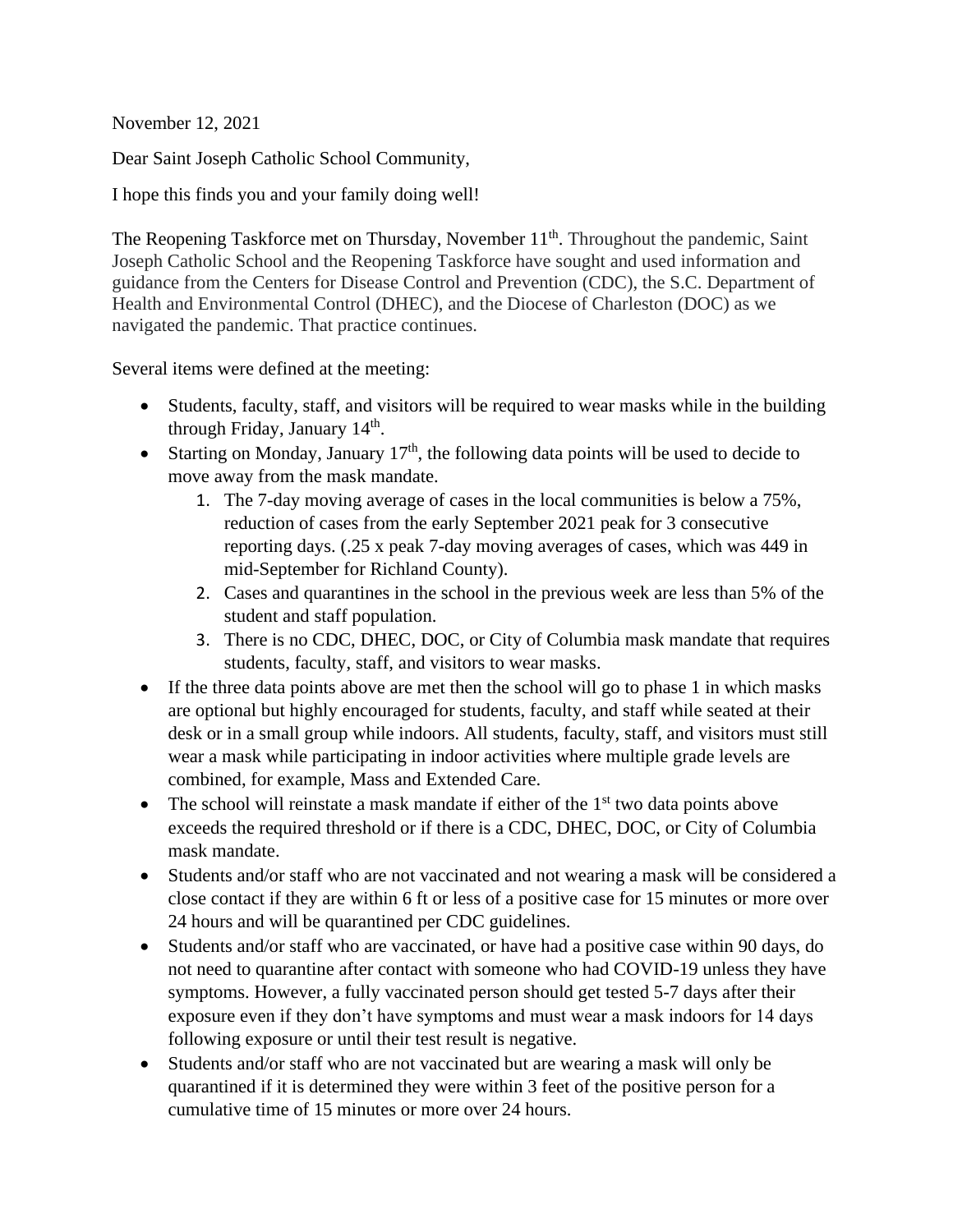November 12, 2021

Dear Saint Joseph Catholic School Community,

I hope this finds you and your family doing well!

The Reopening Taskforce met on Thursday, November 11th. Throughout the pandemic, Saint Joseph Catholic School and the Reopening Taskforce have sought and used information and guidance from the Centers for Disease Control and Prevention (CDC), the S.C. Department of Health and Environmental Control (DHEC), and the Diocese of Charleston (DOC) as we navigated the pandemic. That practice continues.

Several items were defined at the meeting:

- Students, faculty, staff, and visitors will be required to wear masks while in the building through Friday, January 14th.
- Starting on Monday, January 17th, the following data points will be used to decide to move away from the mask mandate.
    1. The 7-day moving average of cases in the local communities is below a 75%, reduction of cases from the early September 2021 peak for 3 consecutive reporting days. (.25 x peak 7-day moving averages of cases, which was 449 in mid-September for Richland County).
    2. Cases and quarantines in the school in the previous week are less than 5% of the student and staff population.
    3. There is no CDC, DHEC, DOC, or City of Columbia mask mandate that requires students, faculty, staff, and visitors to wear masks.
- If the three data points above are met then the school will go to phase 1 in which masks are optional but highly encouraged for students, faculty, and staff while seated at their desk or in a small group while indoors. All students, faculty, staff, and visitors must still wear a mask while participating in indoor activities where multiple grade levels are combined, for example, Mass and Extended Care.
- The school will reinstate a mask mandate if either of the 1st two data points above exceeds the required threshold or if there is a CDC, DHEC, DOC, or City of Columbia mask mandate.
- Students and/or staff who are not vaccinated and not wearing a mask will be considered a close contact if they are within 6 ft or less of a positive case for 15 minutes or more over 24 hours and will be quarantined per CDC guidelines.
- Students and/or staff who are vaccinated, or have had a positive case within 90 days, do not need to quarantine after contact with someone who had COVID-19 unless they have symptoms. However, a fully vaccinated person should get tested 5-7 days after their exposure even if they don't have symptoms and must wear a mask indoors for 14 days following exposure or until their test result is negative.
- Students and/or staff who are not vaccinated but are wearing a mask will only be quarantined if it is determined they were within 3 feet of the positive person for a cumulative time of 15 minutes or more over 24 hours.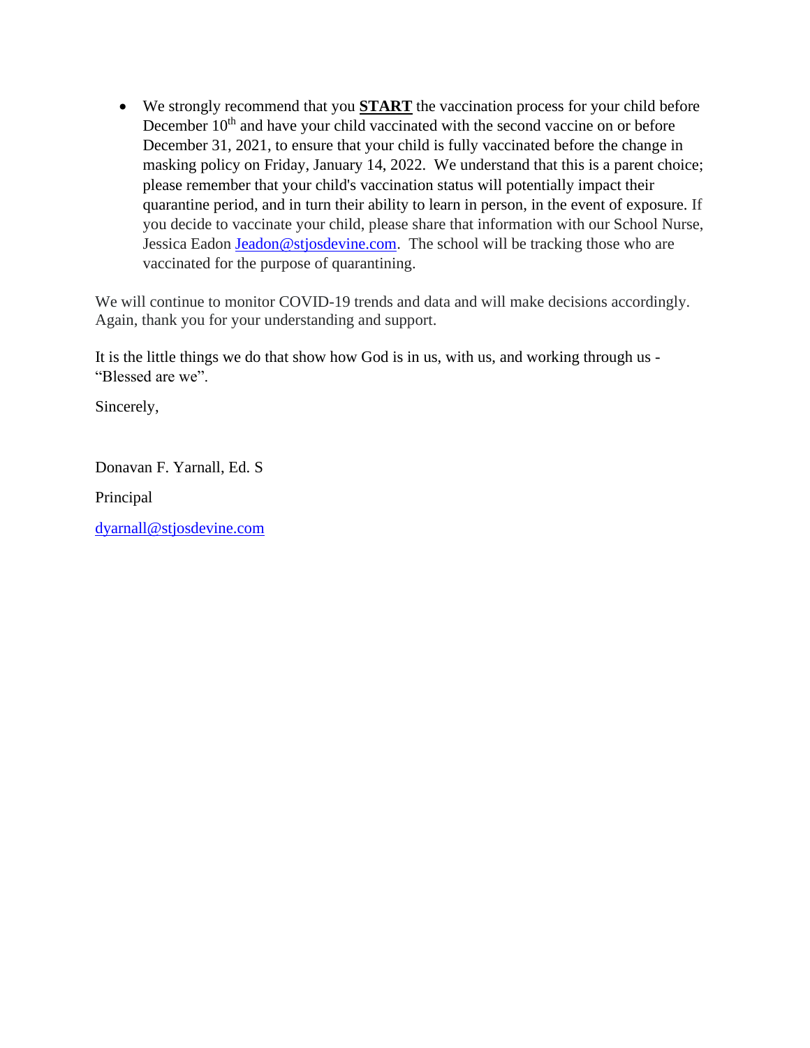- We strongly recommend that you **<u>START</u>** the vaccination process for your child before December 10th and have your child vaccinated with the second vaccine on or before December 31, 2021, to ensure that your child is fully vaccinated before the change in masking policy on Friday, January 14, 2022. We understand that this is a parent choice; please remember that your child's vaccination status will potentially impact their quarantine period, and in turn their ability to learn in person, in the event of exposure. If you decide to vaccinate your child, please share that information with our School Nurse, Jessica Eadon Jeadon@stjosdevine.com. The school will be tracking those who are vaccinated for the purpose of quarantining.

We will continue to monitor COVID-19 trends and data and will make decisions accordingly. Again, thank you for your understanding and support.

It is the little things we do that show how God is in us, with us, and working through us - "Blessed are we".

Sincerely,

Donavan F. Yarnall, Ed. S

Principal

dyarnall@stjosdevine.com